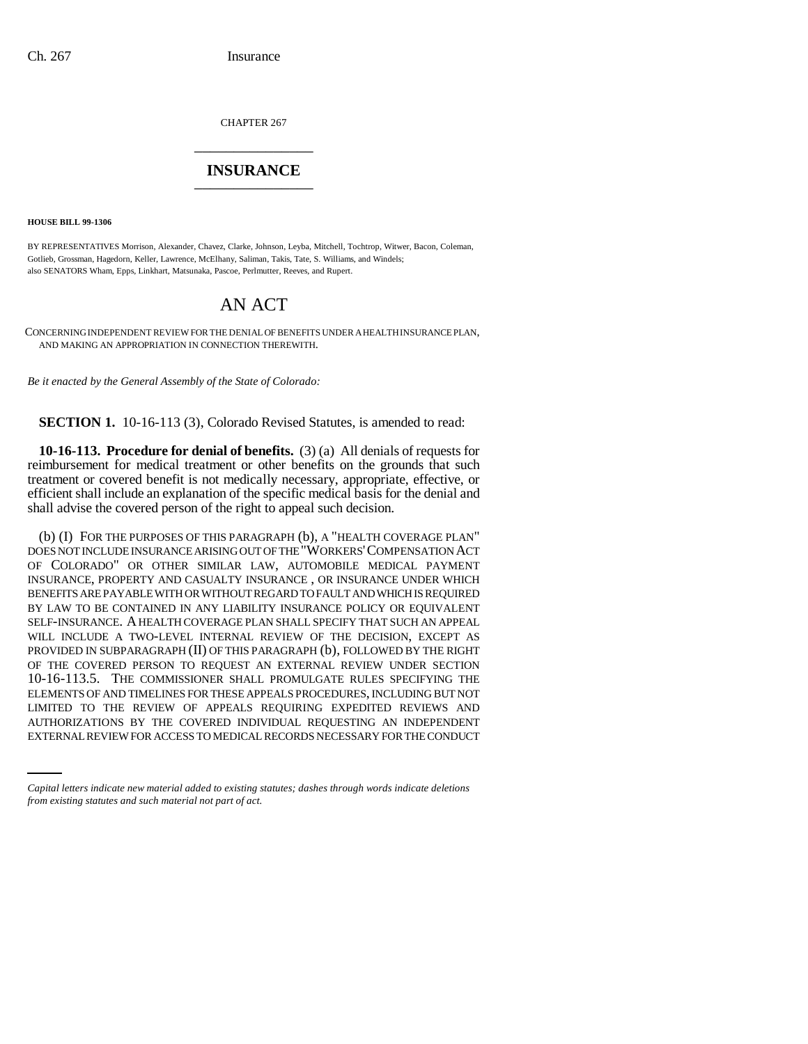CHAPTER 267

## INSURANCE

**HOUSE BILL 99-1306**

BY REPRESENTATIVES Morrison, Alexander, Chavez, Clarke, Johnson, Leyba, Mitchell, Tochtrop, Witwer, Bacon, Coleman, Gotlieb, Grossman, Hagedorn, Keller, Lawrence, McElhany, Saliman, Takis, Tate, S. Williams, and Windels;
also SENATORS Wham, Epps, Linkhart, Matsunaka, Pascoe, Perlmutter, Reeves, and Rupert.

# AN ACT

CONCERNING INDEPENDENT REVIEW FOR THE DENIAL OF BENEFITS UNDER A HEALTH INSURANCE PLAN, AND MAKING AN APPROPRIATION IN CONNECTION THEREWITH.

*Be it enacted by the General Assembly of the State of Colorado:*

**SECTION 1.** 10-16-113 (3), Colorado Revised Statutes, is amended to read:

**10-16-113. Procedure for denial of benefits.** (3) (a) All denials of requests for reimbursement for medical treatment or other benefits on the grounds that such treatment or covered benefit is not medically necessary, appropriate, effective, or efficient shall include an explanation of the specific medical basis for the denial and shall advise the covered person of the right to appeal such decision.

(b) (I) FOR THE PURPOSES OF THIS PARAGRAPH (b), A "HEALTH COVERAGE PLAN" DOES NOT INCLUDE INSURANCE ARISING OUT OF THE "WORKERS' COMPENSATION ACT OF COLORADO" OR OTHER SIMILAR LAW, AUTOMOBILE MEDICAL PAYMENT INSURANCE, PROPERTY AND CASUALTY INSURANCE , OR INSURANCE UNDER WHICH BENEFITS ARE PAYABLE WITH OR WITHOUT REGARD TO FAULT AND WHICH IS REQUIRED BY LAW TO BE CONTAINED IN ANY LIABILITY INSURANCE POLICY OR EQUIVALENT SELF-INSURANCE. A HEALTH COVERAGE PLAN SHALL SPECIFY THAT SUCH AN APPEAL WILL INCLUDE A TWO-LEVEL INTERNAL REVIEW OF THE DECISION, EXCEPT AS PROVIDED IN SUBPARAGRAPH (II) OF THIS PARAGRAPH (b), FOLLOWED BY THE RIGHT OF THE COVERED PERSON TO REQUEST AN EXTERNAL REVIEW UNDER SECTION 10-16-113.5. THE COMMISSIONER SHALL PROMULGATE RULES SPECIFYING THE ELEMENTS OF AND TIMELINES FOR THESE APPEALS PROCEDURES, INCLUDING BUT NOT LIMITED TO THE REVIEW OF APPEALS REQUIRING EXPEDITED REVIEWS AND AUTHORIZATIONS BY THE COVERED INDIVIDUAL REQUESTING AN INDEPENDENT EXTERNAL REVIEW FOR ACCESS TO MEDICAL RECORDS NECESSARY FOR THE CONDUCT

*Capital letters indicate new material added to existing statutes; dashes through words indicate deletions from existing statutes and such material not part of act.*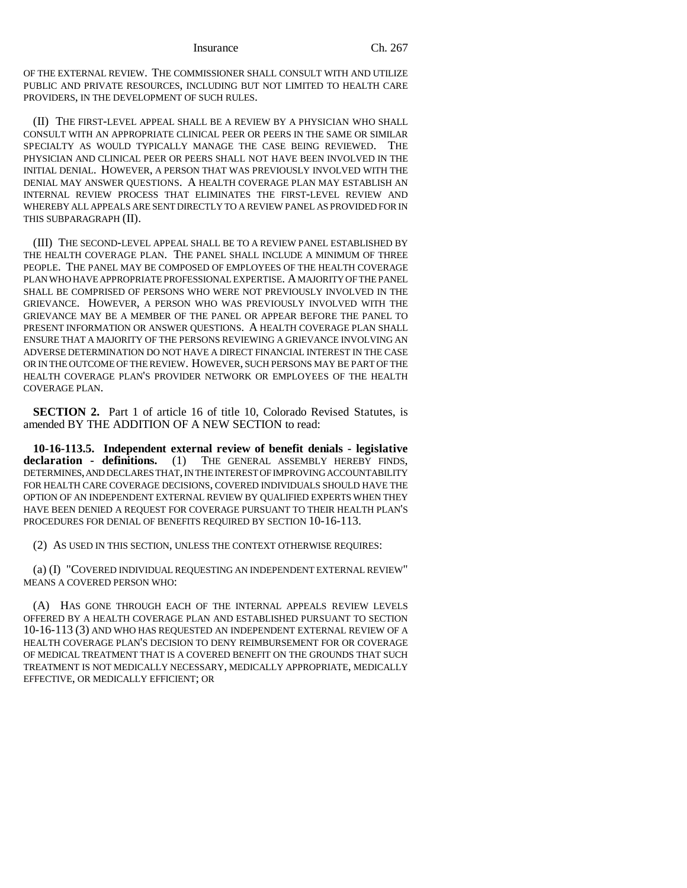OF THE EXTERNAL REVIEW. THE COMMISSIONER SHALL CONSULT WITH AND UTILIZE PUBLIC AND PRIVATE RESOURCES, INCLUDING BUT NOT LIMITED TO HEALTH CARE PROVIDERS, IN THE DEVELOPMENT OF SUCH RULES.

(II) THE FIRST-LEVEL APPEAL SHALL BE A REVIEW BY A PHYSICIAN WHO SHALL CONSULT WITH AN APPROPRIATE CLINICAL PEER OR PEERS IN THE SAME OR SIMILAR SPECIALTY AS WOULD TYPICALLY MANAGE THE CASE BEING REVIEWED. THE PHYSICIAN AND CLINICAL PEER OR PEERS SHALL NOT HAVE BEEN INVOLVED IN THE INITIAL DENIAL. HOWEVER, A PERSON THAT WAS PREVIOUSLY INVOLVED WITH THE DENIAL MAY ANSWER QUESTIONS. A HEALTH COVERAGE PLAN MAY ESTABLISH AN INTERNAL REVIEW PROCESS THAT ELIMINATES THE FIRST-LEVEL REVIEW AND WHEREBY ALL APPEALS ARE SENT DIRECTLY TO A REVIEW PANEL AS PROVIDED FOR IN THIS SUBPARAGRAPH (II).

(III) THE SECOND-LEVEL APPEAL SHALL BE TO A REVIEW PANEL ESTABLISHED BY THE HEALTH COVERAGE PLAN. THE PANEL SHALL INCLUDE A MINIMUM OF THREE PEOPLE. THE PANEL MAY BE COMPOSED OF EMPLOYEES OF THE HEALTH COVERAGE PLAN WHO HAVE APPROPRIATE PROFESSIONAL EXPERTISE. A MAJORITY OF THE PANEL SHALL BE COMPRISED OF PERSONS WHO WERE NOT PREVIOUSLY INVOLVED IN THE GRIEVANCE. HOWEVER, A PERSON WHO WAS PREVIOUSLY INVOLVED WITH THE GRIEVANCE MAY BE A MEMBER OF THE PANEL OR APPEAR BEFORE THE PANEL TO PRESENT INFORMATION OR ANSWER QUESTIONS. A HEALTH COVERAGE PLAN SHALL ENSURE THAT A MAJORITY OF THE PERSONS REVIEWING A GRIEVANCE INVOLVING AN ADVERSE DETERMINATION DO NOT HAVE A DIRECT FINANCIAL INTEREST IN THE CASE OR IN THE OUTCOME OF THE REVIEW. HOWEVER, SUCH PERSONS MAY BE PART OF THE HEALTH COVERAGE PLAN'S PROVIDER NETWORK OR EMPLOYEES OF THE HEALTH COVERAGE PLAN.

**SECTION 2.** Part 1 of article 16 of title 10, Colorado Revised Statutes, is amended BY THE ADDITION OF A NEW SECTION to read:

**10-16-113.5. Independent external review of benefit denials - legislative declaration - definitions.** (1) THE GENERAL ASSEMBLY HEREBY FINDS, DETERMINES, AND DECLARES THAT, IN THE INTEREST OF IMPROVING ACCOUNTABILITY FOR HEALTH CARE COVERAGE DECISIONS, COVERED INDIVIDUALS SHOULD HAVE THE OPTION OF AN INDEPENDENT EXTERNAL REVIEW BY QUALIFIED EXPERTS WHEN THEY HAVE BEEN DENIED A REQUEST FOR COVERAGE PURSUANT TO THEIR HEALTH PLAN'S PROCEDURES FOR DENIAL OF BENEFITS REQUIRED BY SECTION 10-16-113.

(2) AS USED IN THIS SECTION, UNLESS THE CONTEXT OTHERWISE REQUIRES:

(a) (I) "COVERED INDIVIDUAL REQUESTING AN INDEPENDENT EXTERNAL REVIEW" MEANS A COVERED PERSON WHO:

(A) HAS GONE THROUGH EACH OF THE INTERNAL APPEALS REVIEW LEVELS OFFERED BY A HEALTH COVERAGE PLAN AND ESTABLISHED PURSUANT TO SECTION 10-16-113 (3) AND WHO HAS REQUESTED AN INDEPENDENT EXTERNAL REVIEW OF A HEALTH COVERAGE PLAN'S DECISION TO DENY REIMBURSEMENT FOR OR COVERAGE OF MEDICAL TREATMENT THAT IS A COVERED BENEFIT ON THE GROUNDS THAT SUCH TREATMENT IS NOT MEDICALLY NECESSARY, MEDICALLY APPROPRIATE, MEDICALLY EFFECTIVE, OR MEDICALLY EFFICIENT; OR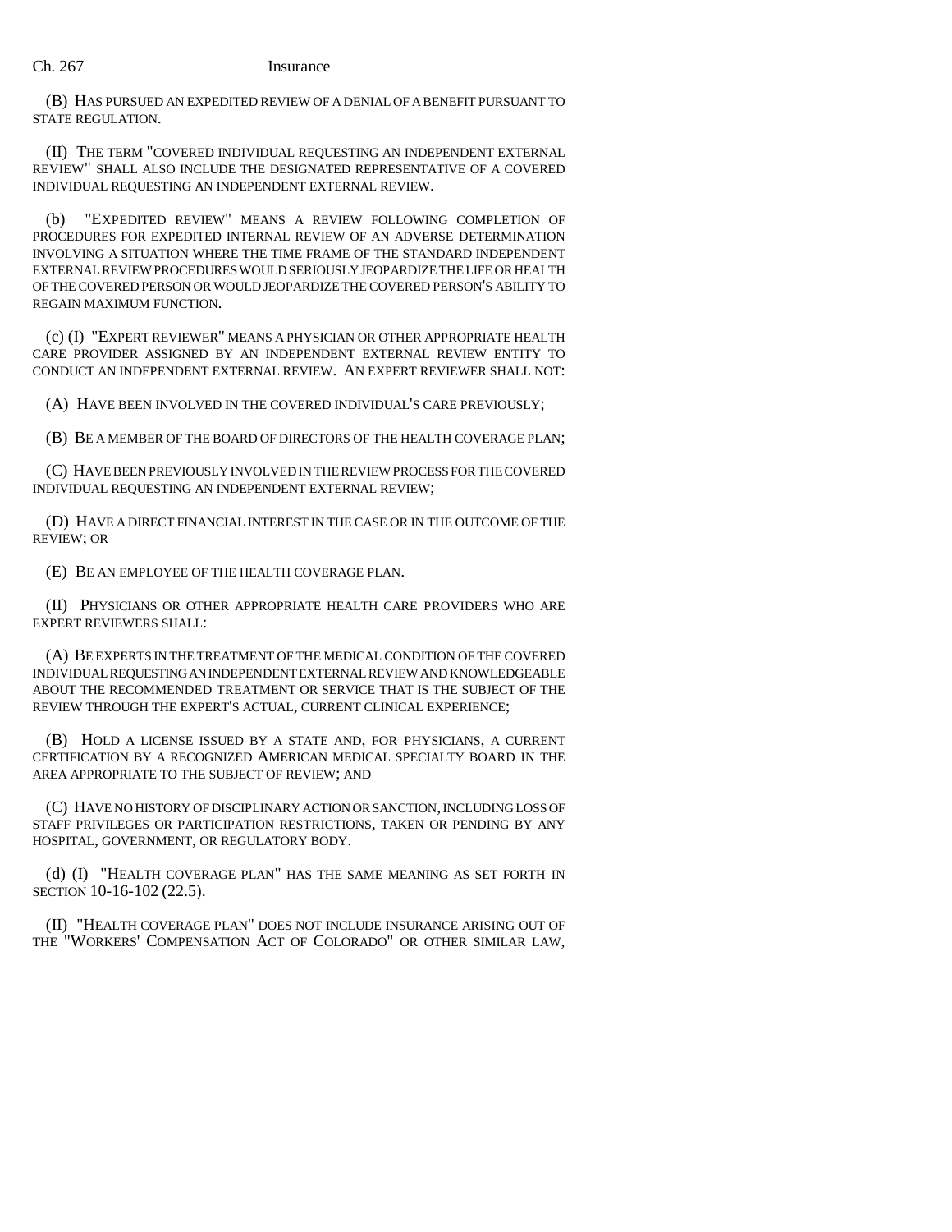(B) HAS PURSUED AN EXPEDITED REVIEW OF A DENIAL OF A BENEFIT PURSUANT TO STATE REGULATION.

(II) THE TERM "COVERED INDIVIDUAL REQUESTING AN INDEPENDENT EXTERNAL REVIEW" SHALL ALSO INCLUDE THE DESIGNATED REPRESENTATIVE OF A COVERED INDIVIDUAL REQUESTING AN INDEPENDENT EXTERNAL REVIEW.

(b) "EXPEDITED REVIEW" MEANS A REVIEW FOLLOWING COMPLETION OF PROCEDURES FOR EXPEDITED INTERNAL REVIEW OF AN ADVERSE DETERMINATION INVOLVING A SITUATION WHERE THE TIME FRAME OF THE STANDARD INDEPENDENT EXTERNAL REVIEW PROCEDURES WOULD SERIOUSLY JEOPARDIZE THE LIFE OR HEALTH OF THE COVERED PERSON OR WOULD JEOPARDIZE THE COVERED PERSON'S ABILITY TO REGAIN MAXIMUM FUNCTION.

(c) (I) "EXPERT REVIEWER" MEANS A PHYSICIAN OR OTHER APPROPRIATE HEALTH CARE PROVIDER ASSIGNED BY AN INDEPENDENT EXTERNAL REVIEW ENTITY TO CONDUCT AN INDEPENDENT EXTERNAL REVIEW. AN EXPERT REVIEWER SHALL NOT:

(A) HAVE BEEN INVOLVED IN THE COVERED INDIVIDUAL'S CARE PREVIOUSLY;

(B) BE A MEMBER OF THE BOARD OF DIRECTORS OF THE HEALTH COVERAGE PLAN;

(C) HAVE BEEN PREVIOUSLY INVOLVED IN THE REVIEW PROCESS FOR THE COVERED INDIVIDUAL REQUESTING AN INDEPENDENT EXTERNAL REVIEW;

(D) HAVE A DIRECT FINANCIAL INTEREST IN THE CASE OR IN THE OUTCOME OF THE REVIEW; OR

(E) BE AN EMPLOYEE OF THE HEALTH COVERAGE PLAN.

(II) PHYSICIANS OR OTHER APPROPRIATE HEALTH CARE PROVIDERS WHO ARE EXPERT REVIEWERS SHALL:

(A) BE EXPERTS IN THE TREATMENT OF THE MEDICAL CONDITION OF THE COVERED INDIVIDUAL REQUESTING AN INDEPENDENT EXTERNAL REVIEW AND KNOWLEDGEABLE ABOUT THE RECOMMENDED TREATMENT OR SERVICE THAT IS THE SUBJECT OF THE REVIEW THROUGH THE EXPERT'S ACTUAL, CURRENT CLINICAL EXPERIENCE;

(B) HOLD A LICENSE ISSUED BY A STATE AND, FOR PHYSICIANS, A CURRENT CERTIFICATION BY A RECOGNIZED AMERICAN MEDICAL SPECIALTY BOARD IN THE AREA APPROPRIATE TO THE SUBJECT OF REVIEW; AND

(C) HAVE NO HISTORY OF DISCIPLINARY ACTION OR SANCTION, INCLUDING LOSS OF STAFF PRIVILEGES OR PARTICIPATION RESTRICTIONS, TAKEN OR PENDING BY ANY HOSPITAL, GOVERNMENT, OR REGULATORY BODY.

(d) (I) "HEALTH COVERAGE PLAN" HAS THE SAME MEANING AS SET FORTH IN SECTION 10-16-102 (22.5).

(II) "HEALTH COVERAGE PLAN" DOES NOT INCLUDE INSURANCE ARISING OUT OF THE "WORKERS' COMPENSATION ACT OF COLORADO" OR OTHER SIMILAR LAW,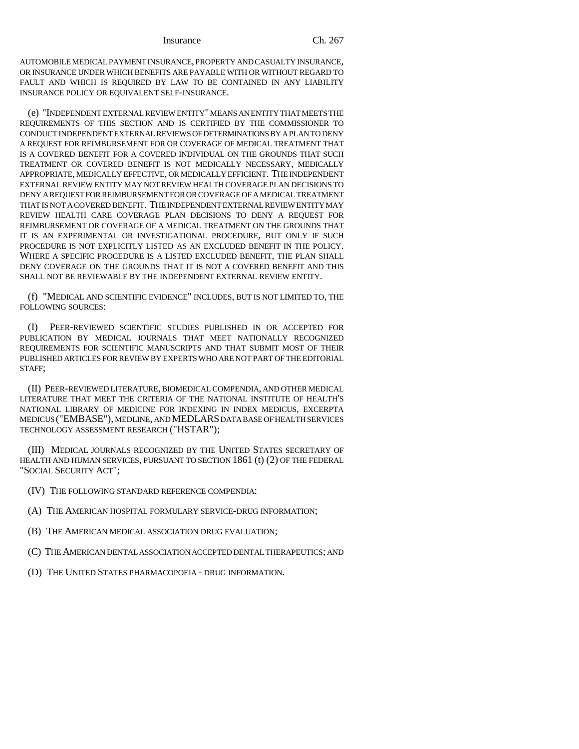AUTOMOBILE MEDICAL PAYMENT INSURANCE, PROPERTY AND CASUALTY INSURANCE, OR INSURANCE UNDER WHICH BENEFITS ARE PAYABLE WITH OR WITHOUT REGARD TO FAULT AND WHICH IS REQUIRED BY LAW TO BE CONTAINED IN ANY LIABILITY INSURANCE POLICY OR EQUIVALENT SELF-INSURANCE.

(e) "INDEPENDENT EXTERNAL REVIEW ENTITY" MEANS AN ENTITY THAT MEETS THE REQUIREMENTS OF THIS SECTION AND IS CERTIFIED BY THE COMMISSIONER TO CONDUCT INDEPENDENT EXTERNAL REVIEWS OF DETERMINATIONS BY A PLAN TO DENY A REQUEST FOR REIMBURSEMENT FOR OR COVERAGE OF MEDICAL TREATMENT THAT IS A COVERED BENEFIT FOR A COVERED INDIVIDUAL ON THE GROUNDS THAT SUCH TREATMENT OR COVERED BENEFIT IS NOT MEDICALLY NECESSARY, MEDICALLY APPROPRIATE, MEDICALLY EFFECTIVE, OR MEDICALLY EFFICIENT. THE INDEPENDENT EXTERNAL REVIEW ENTITY MAY NOT REVIEW HEALTH COVERAGE PLAN DECISIONS TO DENY A REQUEST FOR REIMBURSEMENT FOR OR COVERAGE OF A MEDICAL TREATMENT THAT IS NOT A COVERED BENEFIT. THE INDEPENDENT EXTERNAL REVIEW ENTITY MAY REVIEW HEALTH CARE COVERAGE PLAN DECISIONS TO DENY A REQUEST FOR REIMBURSEMENT OR COVERAGE OF A MEDICAL TREATMENT ON THE GROUNDS THAT IT IS AN EXPERIMENTAL OR INVESTIGATIONAL PROCEDURE, BUT ONLY IF SUCH PROCEDURE IS NOT EXPLICITLY LISTED AS AN EXCLUDED BENEFIT IN THE POLICY. WHERE A SPECIFIC PROCEDURE IS A LISTED EXCLUDED BENEFIT, THE PLAN SHALL DENY COVERAGE ON THE GROUNDS THAT IT IS NOT A COVERED BENEFIT AND THIS SHALL NOT BE REVIEWABLE BY THE INDEPENDENT EXTERNAL REVIEW ENTITY.

(f) "MEDICAL AND SCIENTIFIC EVIDENCE" INCLUDES, BUT IS NOT LIMITED TO, THE FOLLOWING SOURCES:

(I) PEER-REVIEWED SCIENTIFIC STUDIES PUBLISHED IN OR ACCEPTED FOR PUBLICATION BY MEDICAL JOURNALS THAT MEET NATIONALLY RECOGNIZED REQUIREMENTS FOR SCIENTIFIC MANUSCRIPTS AND THAT SUBMIT MOST OF THEIR PUBLISHED ARTICLES FOR REVIEW BY EXPERTS WHO ARE NOT PART OF THE EDITORIAL STAFF;

(II) PEER-REVIEWED LITERATURE, BIOMEDICAL COMPENDIA, AND OTHER MEDICAL LITERATURE THAT MEET THE CRITERIA OF THE NATIONAL INSTITUTE OF HEALTH'S NATIONAL LIBRARY OF MEDICINE FOR INDEXING IN INDEX MEDICUS, EXCERPTA MEDICUS ("EMBASE"), MEDLINE, AND MEDLARS DATA BASE OF HEALTH SERVICES TECHNOLOGY ASSESSMENT RESEARCH ("HSTAR");

(III) MEDICAL JOURNALS RECOGNIZED BY THE UNITED STATES SECRETARY OF HEALTH AND HUMAN SERVICES, PURSUANT TO SECTION 1861 (t) (2) OF THE FEDERAL "SOCIAL SECURITY ACT";

(IV) THE FOLLOWING STANDARD REFERENCE COMPENDIA:

(A) THE AMERICAN HOSPITAL FORMULARY SERVICE-DRUG INFORMATION;

(B) THE AMERICAN MEDICAL ASSOCIATION DRUG EVALUATION;

(C) THE AMERICAN DENTAL ASSOCIATION ACCEPTED DENTAL THERAPEUTICS; AND

(D) THE UNITED STATES PHARMACOPOEIA - DRUG INFORMATION.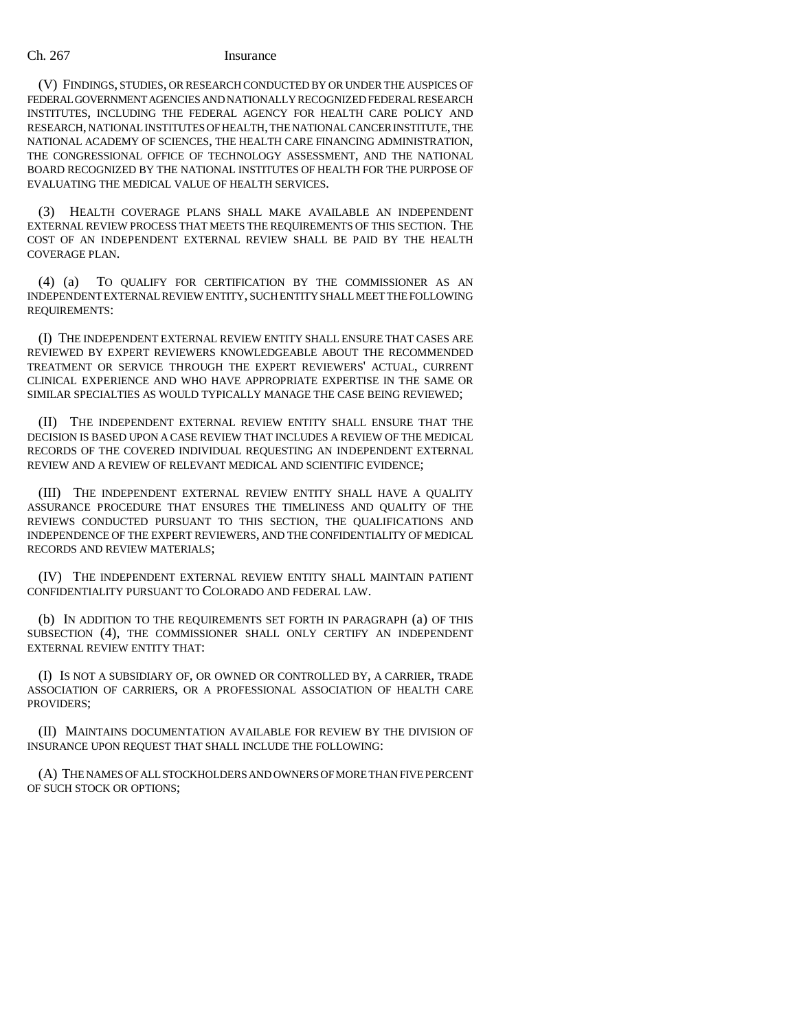(V) FINDINGS, STUDIES, OR RESEARCH CONDUCTED BY OR UNDER THE AUSPICES OF FEDERAL GOVERNMENT AGENCIES AND NATIONALLY RECOGNIZED FEDERAL RESEARCH INSTITUTES, INCLUDING THE FEDERAL AGENCY FOR HEALTH CARE POLICY AND RESEARCH, NATIONAL INSTITUTES OF HEALTH, THE NATIONAL CANCER INSTITUTE, THE NATIONAL ACADEMY OF SCIENCES, THE HEALTH CARE FINANCING ADMINISTRATION, THE CONGRESSIONAL OFFICE OF TECHNOLOGY ASSESSMENT, AND THE NATIONAL BOARD RECOGNIZED BY THE NATIONAL INSTITUTES OF HEALTH FOR THE PURPOSE OF EVALUATING THE MEDICAL VALUE OF HEALTH SERVICES.

(3) HEALTH COVERAGE PLANS SHALL MAKE AVAILABLE AN INDEPENDENT EXTERNAL REVIEW PROCESS THAT MEETS THE REQUIREMENTS OF THIS SECTION. THE COST OF AN INDEPENDENT EXTERNAL REVIEW SHALL BE PAID BY THE HEALTH COVERAGE PLAN.

(4) (a) TO QUALIFY FOR CERTIFICATION BY THE COMMISSIONER AS AN INDEPENDENT EXTERNAL REVIEW ENTITY, SUCH ENTITY SHALL MEET THE FOLLOWING REQUIREMENTS:

(I) THE INDEPENDENT EXTERNAL REVIEW ENTITY SHALL ENSURE THAT CASES ARE REVIEWED BY EXPERT REVIEWERS KNOWLEDGEABLE ABOUT THE RECOMMENDED TREATMENT OR SERVICE THROUGH THE EXPERT REVIEWERS' ACTUAL, CURRENT CLINICAL EXPERIENCE AND WHO HAVE APPROPRIATE EXPERTISE IN THE SAME OR SIMILAR SPECIALTIES AS WOULD TYPICALLY MANAGE THE CASE BEING REVIEWED;

(II) THE INDEPENDENT EXTERNAL REVIEW ENTITY SHALL ENSURE THAT THE DECISION IS BASED UPON A CASE REVIEW THAT INCLUDES A REVIEW OF THE MEDICAL RECORDS OF THE COVERED INDIVIDUAL REQUESTING AN INDEPENDENT EXTERNAL REVIEW AND A REVIEW OF RELEVANT MEDICAL AND SCIENTIFIC EVIDENCE;

(III) THE INDEPENDENT EXTERNAL REVIEW ENTITY SHALL HAVE A QUALITY ASSURANCE PROCEDURE THAT ENSURES THE TIMELINESS AND QUALITY OF THE REVIEWS CONDUCTED PURSUANT TO THIS SECTION, THE QUALIFICATIONS AND INDEPENDENCE OF THE EXPERT REVIEWERS, AND THE CONFIDENTIALITY OF MEDICAL RECORDS AND REVIEW MATERIALS;

(IV) THE INDEPENDENT EXTERNAL REVIEW ENTITY SHALL MAINTAIN PATIENT CONFIDENTIALITY PURSUANT TO COLORADO AND FEDERAL LAW.

(b) IN ADDITION TO THE REQUIREMENTS SET FORTH IN PARAGRAPH (a) OF THIS SUBSECTION (4), THE COMMISSIONER SHALL ONLY CERTIFY AN INDEPENDENT EXTERNAL REVIEW ENTITY THAT:

(I) IS NOT A SUBSIDIARY OF, OR OWNED OR CONTROLLED BY, A CARRIER, TRADE ASSOCIATION OF CARRIERS, OR A PROFESSIONAL ASSOCIATION OF HEALTH CARE PROVIDERS;

(II) MAINTAINS DOCUMENTATION AVAILABLE FOR REVIEW BY THE DIVISION OF INSURANCE UPON REQUEST THAT SHALL INCLUDE THE FOLLOWING:

(A) THE NAMES OF ALL STOCKHOLDERS AND OWNERS OF MORE THAN FIVE PERCENT OF SUCH STOCK OR OPTIONS;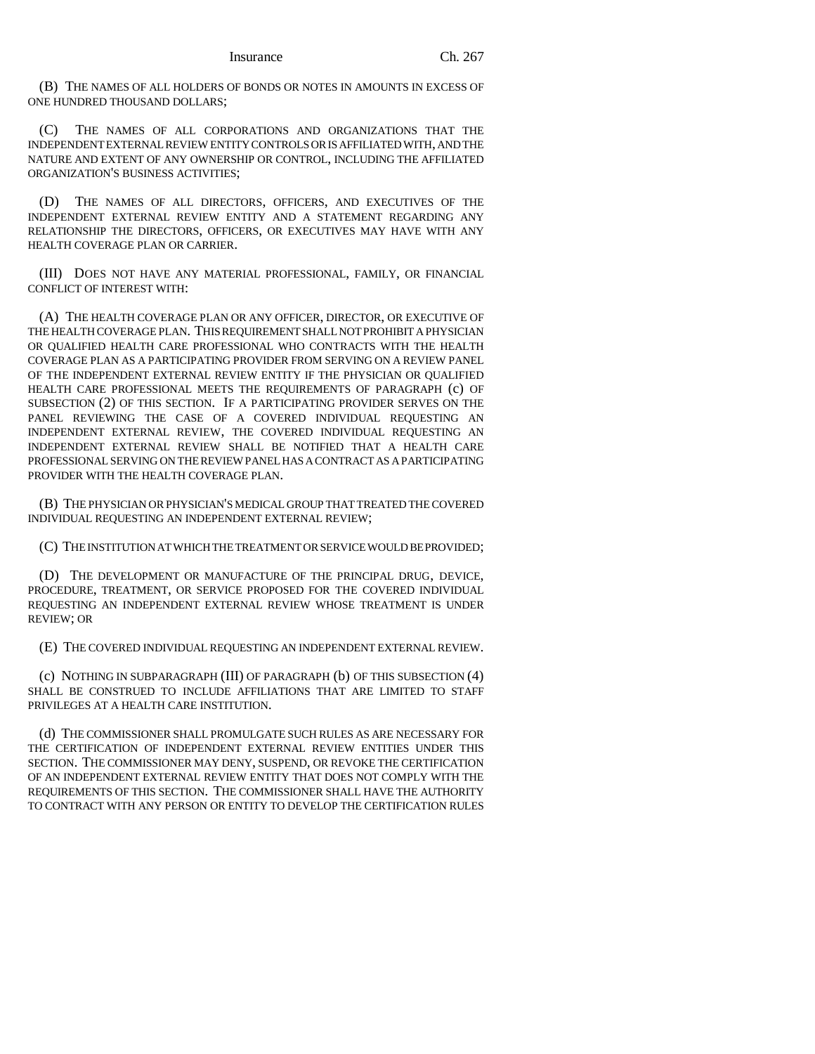(B) THE NAMES OF ALL HOLDERS OF BONDS OR NOTES IN AMOUNTS IN EXCESS OF ONE HUNDRED THOUSAND DOLLARS;

(C) THE NAMES OF ALL CORPORATIONS AND ORGANIZATIONS THAT THE INDEPENDENT EXTERNAL REVIEW ENTITY CONTROLS OR IS AFFILIATED WITH, AND THE NATURE AND EXTENT OF ANY OWNERSHIP OR CONTROL, INCLUDING THE AFFILIATED ORGANIZATION'S BUSINESS ACTIVITIES;

(D) THE NAMES OF ALL DIRECTORS, OFFICERS, AND EXECUTIVES OF THE INDEPENDENT EXTERNAL REVIEW ENTITY AND A STATEMENT REGARDING ANY RELATIONSHIP THE DIRECTORS, OFFICERS, OR EXECUTIVES MAY HAVE WITH ANY HEALTH COVERAGE PLAN OR CARRIER.

(III) DOES NOT HAVE ANY MATERIAL PROFESSIONAL, FAMILY, OR FINANCIAL CONFLICT OF INTEREST WITH:

(A) THE HEALTH COVERAGE PLAN OR ANY OFFICER, DIRECTOR, OR EXECUTIVE OF THE HEALTH COVERAGE PLAN. THIS REQUIREMENT SHALL NOT PROHIBIT A PHYSICIAN OR QUALIFIED HEALTH CARE PROFESSIONAL WHO CONTRACTS WITH THE HEALTH COVERAGE PLAN AS A PARTICIPATING PROVIDER FROM SERVING ON A REVIEW PANEL OF THE INDEPENDENT EXTERNAL REVIEW ENTITY IF THE PHYSICIAN OR QUALIFIED HEALTH CARE PROFESSIONAL MEETS THE REQUIREMENTS OF PARAGRAPH (c) OF SUBSECTION (2) OF THIS SECTION. IF A PARTICIPATING PROVIDER SERVES ON THE PANEL REVIEWING THE CASE OF A COVERED INDIVIDUAL REQUESTING AN INDEPENDENT EXTERNAL REVIEW, THE COVERED INDIVIDUAL REQUESTING AN INDEPENDENT EXTERNAL REVIEW SHALL BE NOTIFIED THAT A HEALTH CARE PROFESSIONAL SERVING ON THE REVIEW PANEL HAS A CONTRACT AS A PARTICIPATING PROVIDER WITH THE HEALTH COVERAGE PLAN.

(B) THE PHYSICIAN OR PHYSICIAN'S MEDICAL GROUP THAT TREATED THE COVERED INDIVIDUAL REQUESTING AN INDEPENDENT EXTERNAL REVIEW;

(C) THE INSTITUTION AT WHICH THE TREATMENT OR SERVICE WOULD BE PROVIDED;

(D) THE DEVELOPMENT OR MANUFACTURE OF THE PRINCIPAL DRUG, DEVICE, PROCEDURE, TREATMENT, OR SERVICE PROPOSED FOR THE COVERED INDIVIDUAL REQUESTING AN INDEPENDENT EXTERNAL REVIEW WHOSE TREATMENT IS UNDER REVIEW; OR

(E) THE COVERED INDIVIDUAL REQUESTING AN INDEPENDENT EXTERNAL REVIEW.

(c) NOTHING IN SUBPARAGRAPH (III) OF PARAGRAPH (b) OF THIS SUBSECTION (4) SHALL BE CONSTRUED TO INCLUDE AFFILIATIONS THAT ARE LIMITED TO STAFF PRIVILEGES AT A HEALTH CARE INSTITUTION.

(d) THE COMMISSIONER SHALL PROMULGATE SUCH RULES AS ARE NECESSARY FOR THE CERTIFICATION OF INDEPENDENT EXTERNAL REVIEW ENTITIES UNDER THIS SECTION. THE COMMISSIONER MAY DENY, SUSPEND, OR REVOKE THE CERTIFICATION OF AN INDEPENDENT EXTERNAL REVIEW ENTITY THAT DOES NOT COMPLY WITH THE REQUIREMENTS OF THIS SECTION. THE COMMISSIONER SHALL HAVE THE AUTHORITY TO CONTRACT WITH ANY PERSON OR ENTITY TO DEVELOP THE CERTIFICATION RULES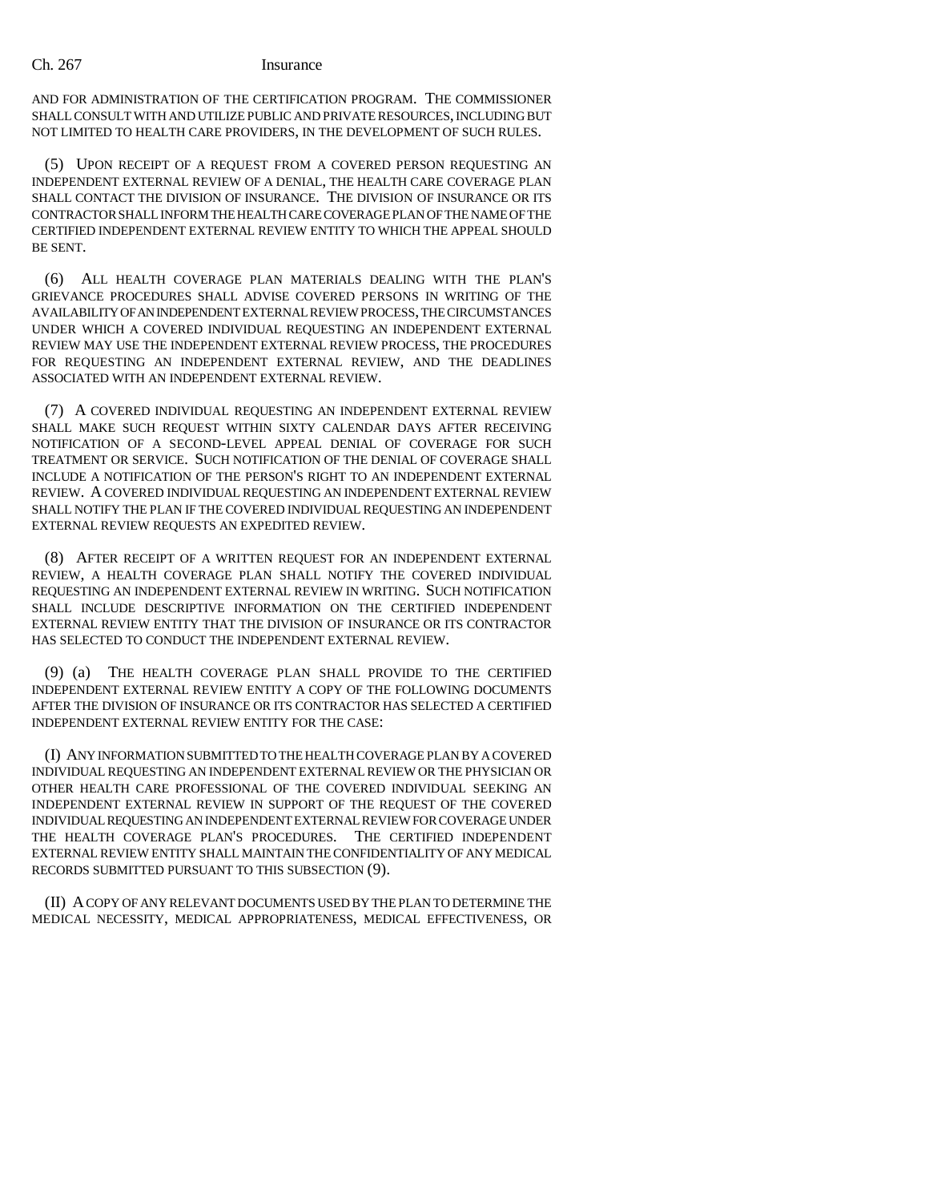AND FOR ADMINISTRATION OF THE CERTIFICATION PROGRAM. THE COMMISSIONER SHALL CONSULT WITH AND UTILIZE PUBLIC AND PRIVATE RESOURCES, INCLUDING BUT NOT LIMITED TO HEALTH CARE PROVIDERS, IN THE DEVELOPMENT OF SUCH RULES.

(5) UPON RECEIPT OF A REQUEST FROM A COVERED PERSON REQUESTING AN INDEPENDENT EXTERNAL REVIEW OF A DENIAL, THE HEALTH CARE COVERAGE PLAN SHALL CONTACT THE DIVISION OF INSURANCE. THE DIVISION OF INSURANCE OR ITS CONTRACTOR SHALL INFORM THE HEALTH CARE COVERAGE PLAN OF THE NAME OF THE CERTIFIED INDEPENDENT EXTERNAL REVIEW ENTITY TO WHICH THE APPEAL SHOULD BE SENT.

(6) ALL HEALTH COVERAGE PLAN MATERIALS DEALING WITH THE PLAN'S GRIEVANCE PROCEDURES SHALL ADVISE COVERED PERSONS IN WRITING OF THE AVAILABILITY OF AN INDEPENDENT EXTERNAL REVIEW PROCESS, THE CIRCUMSTANCES UNDER WHICH A COVERED INDIVIDUAL REQUESTING AN INDEPENDENT EXTERNAL REVIEW MAY USE THE INDEPENDENT EXTERNAL REVIEW PROCESS, THE PROCEDURES FOR REQUESTING AN INDEPENDENT EXTERNAL REVIEW, AND THE DEADLINES ASSOCIATED WITH AN INDEPENDENT EXTERNAL REVIEW.

(7) A COVERED INDIVIDUAL REQUESTING AN INDEPENDENT EXTERNAL REVIEW SHALL MAKE SUCH REQUEST WITHIN SIXTY CALENDAR DAYS AFTER RECEIVING NOTIFICATION OF A SECOND-LEVEL APPEAL DENIAL OF COVERAGE FOR SUCH TREATMENT OR SERVICE. SUCH NOTIFICATION OF THE DENIAL OF COVERAGE SHALL INCLUDE A NOTIFICATION OF THE PERSON'S RIGHT TO AN INDEPENDENT EXTERNAL REVIEW. A COVERED INDIVIDUAL REQUESTING AN INDEPENDENT EXTERNAL REVIEW SHALL NOTIFY THE PLAN IF THE COVERED INDIVIDUAL REQUESTING AN INDEPENDENT EXTERNAL REVIEW REQUESTS AN EXPEDITED REVIEW.

(8) AFTER RECEIPT OF A WRITTEN REQUEST FOR AN INDEPENDENT EXTERNAL REVIEW, A HEALTH COVERAGE PLAN SHALL NOTIFY THE COVERED INDIVIDUAL REQUESTING AN INDEPENDENT EXTERNAL REVIEW IN WRITING. SUCH NOTIFICATION SHALL INCLUDE DESCRIPTIVE INFORMATION ON THE CERTIFIED INDEPENDENT EXTERNAL REVIEW ENTITY THAT THE DIVISION OF INSURANCE OR ITS CONTRACTOR HAS SELECTED TO CONDUCT THE INDEPENDENT EXTERNAL REVIEW.

(9) (a) THE HEALTH COVERAGE PLAN SHALL PROVIDE TO THE CERTIFIED INDEPENDENT EXTERNAL REVIEW ENTITY A COPY OF THE FOLLOWING DOCUMENTS AFTER THE DIVISION OF INSURANCE OR ITS CONTRACTOR HAS SELECTED A CERTIFIED INDEPENDENT EXTERNAL REVIEW ENTITY FOR THE CASE:

(I) ANY INFORMATION SUBMITTED TO THE HEALTH COVERAGE PLAN BY A COVERED INDIVIDUAL REQUESTING AN INDEPENDENT EXTERNAL REVIEW OR THE PHYSICIAN OR OTHER HEALTH CARE PROFESSIONAL OF THE COVERED INDIVIDUAL SEEKING AN INDEPENDENT EXTERNAL REVIEW IN SUPPORT OF THE REQUEST OF THE COVERED INDIVIDUAL REQUESTING AN INDEPENDENT EXTERNAL REVIEW FOR COVERAGE UNDER THE HEALTH COVERAGE PLAN'S PROCEDURES. THE CERTIFIED INDEPENDENT EXTERNAL REVIEW ENTITY SHALL MAINTAIN THE CONFIDENTIALITY OF ANY MEDICAL RECORDS SUBMITTED PURSUANT TO THIS SUBSECTION (9).

(II) A COPY OF ANY RELEVANT DOCUMENTS USED BY THE PLAN TO DETERMINE THE MEDICAL NECESSITY, MEDICAL APPROPRIATENESS, MEDICAL EFFECTIVENESS, OR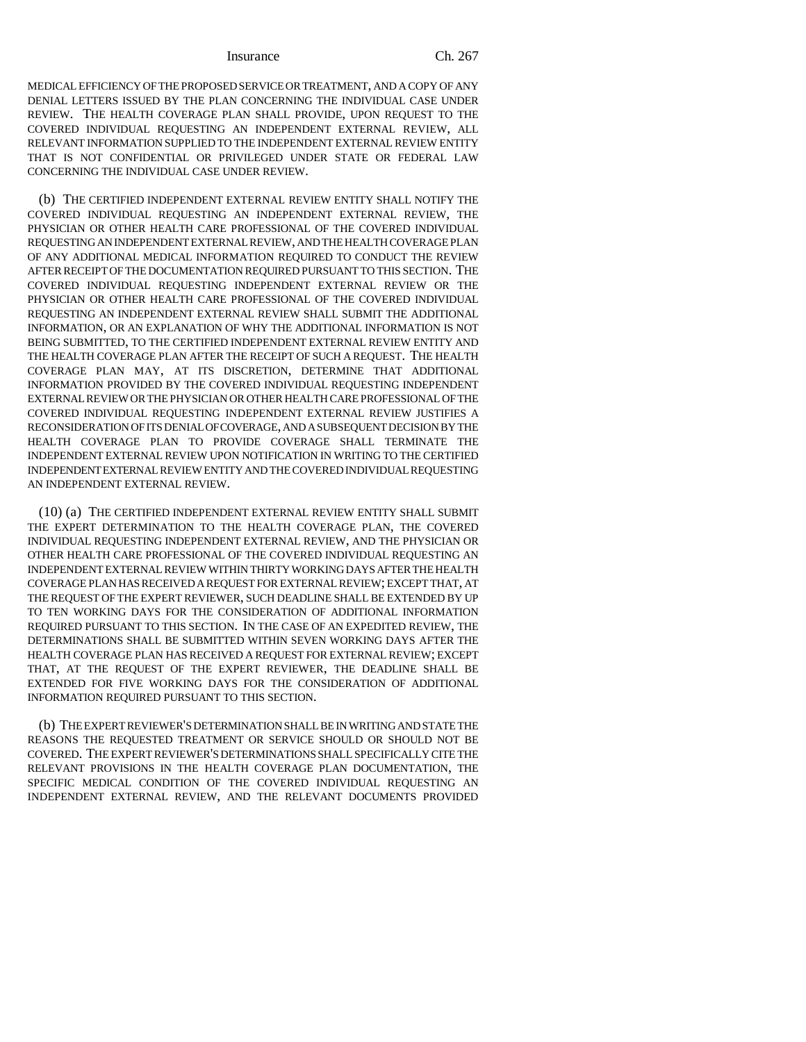MEDICAL EFFICIENCY OF THE PROPOSED SERVICE OR TREATMENT, AND A COPY OF ANY DENIAL LETTERS ISSUED BY THE PLAN CONCERNING THE INDIVIDUAL CASE UNDER REVIEW. THE HEALTH COVERAGE PLAN SHALL PROVIDE, UPON REQUEST TO THE COVERED INDIVIDUAL REQUESTING AN INDEPENDENT EXTERNAL REVIEW, ALL RELEVANT INFORMATION SUPPLIED TO THE INDEPENDENT EXTERNAL REVIEW ENTITY THAT IS NOT CONFIDENTIAL OR PRIVILEGED UNDER STATE OR FEDERAL LAW CONCERNING THE INDIVIDUAL CASE UNDER REVIEW.

(b) THE CERTIFIED INDEPENDENT EXTERNAL REVIEW ENTITY SHALL NOTIFY THE COVERED INDIVIDUAL REQUESTING AN INDEPENDENT EXTERNAL REVIEW, THE PHYSICIAN OR OTHER HEALTH CARE PROFESSIONAL OF THE COVERED INDIVIDUAL REQUESTING AN INDEPENDENT EXTERNAL REVIEW, AND THE HEALTH COVERAGE PLAN OF ANY ADDITIONAL MEDICAL INFORMATION REQUIRED TO CONDUCT THE REVIEW AFTER RECEIPT OF THE DOCUMENTATION REQUIRED PURSUANT TO THIS SECTION. THE COVERED INDIVIDUAL REQUESTING INDEPENDENT EXTERNAL REVIEW OR THE PHYSICIAN OR OTHER HEALTH CARE PROFESSIONAL OF THE COVERED INDIVIDUAL REQUESTING AN INDEPENDENT EXTERNAL REVIEW SHALL SUBMIT THE ADDITIONAL INFORMATION, OR AN EXPLANATION OF WHY THE ADDITIONAL INFORMATION IS NOT BEING SUBMITTED, TO THE CERTIFIED INDEPENDENT EXTERNAL REVIEW ENTITY AND THE HEALTH COVERAGE PLAN AFTER THE RECEIPT OF SUCH A REQUEST. THE HEALTH COVERAGE PLAN MAY, AT ITS DISCRETION, DETERMINE THAT ADDITIONAL INFORMATION PROVIDED BY THE COVERED INDIVIDUAL REQUESTING INDEPENDENT EXTERNAL REVIEW OR THE PHYSICIAN OR OTHER HEALTH CARE PROFESSIONAL OF THE COVERED INDIVIDUAL REQUESTING INDEPENDENT EXTERNAL REVIEW JUSTIFIES A RECONSIDERATION OF ITS DENIAL OF COVERAGE, AND A SUBSEQUENT DECISION BY THE HEALTH COVERAGE PLAN TO PROVIDE COVERAGE SHALL TERMINATE THE INDEPENDENT EXTERNAL REVIEW UPON NOTIFICATION IN WRITING TO THE CERTIFIED INDEPENDENT EXTERNAL REVIEW ENTITY AND THE COVERED INDIVIDUAL REQUESTING AN INDEPENDENT EXTERNAL REVIEW.

(10) (a) THE CERTIFIED INDEPENDENT EXTERNAL REVIEW ENTITY SHALL SUBMIT THE EXPERT DETERMINATION TO THE HEALTH COVERAGE PLAN, THE COVERED INDIVIDUAL REQUESTING INDEPENDENT EXTERNAL REVIEW, AND THE PHYSICIAN OR OTHER HEALTH CARE PROFESSIONAL OF THE COVERED INDIVIDUAL REQUESTING AN INDEPENDENT EXTERNAL REVIEW WITHIN THIRTY WORKING DAYS AFTER THE HEALTH COVERAGE PLAN HAS RECEIVED A REQUEST FOR EXTERNAL REVIEW; EXCEPT THAT, AT THE REQUEST OF THE EXPERT REVIEWER, SUCH DEADLINE SHALL BE EXTENDED BY UP TO TEN WORKING DAYS FOR THE CONSIDERATION OF ADDITIONAL INFORMATION REQUIRED PURSUANT TO THIS SECTION. IN THE CASE OF AN EXPEDITED REVIEW, THE DETERMINATIONS SHALL BE SUBMITTED WITHIN SEVEN WORKING DAYS AFTER THE HEALTH COVERAGE PLAN HAS RECEIVED A REQUEST FOR EXTERNAL REVIEW; EXCEPT THAT, AT THE REQUEST OF THE EXPERT REVIEWER, THE DEADLINE SHALL BE EXTENDED FOR FIVE WORKING DAYS FOR THE CONSIDERATION OF ADDITIONAL INFORMATION REQUIRED PURSUANT TO THIS SECTION.

(b) THE EXPERT REVIEWER'S DETERMINATION SHALL BE IN WRITING AND STATE THE REASONS THE REQUESTED TREATMENT OR SERVICE SHOULD OR SHOULD NOT BE COVERED. THE EXPERT REVIEWER'S DETERMINATIONS SHALL SPECIFICALLY CITE THE RELEVANT PROVISIONS IN THE HEALTH COVERAGE PLAN DOCUMENTATION, THE SPECIFIC MEDICAL CONDITION OF THE COVERED INDIVIDUAL REQUESTING AN INDEPENDENT EXTERNAL REVIEW, AND THE RELEVANT DOCUMENTS PROVIDED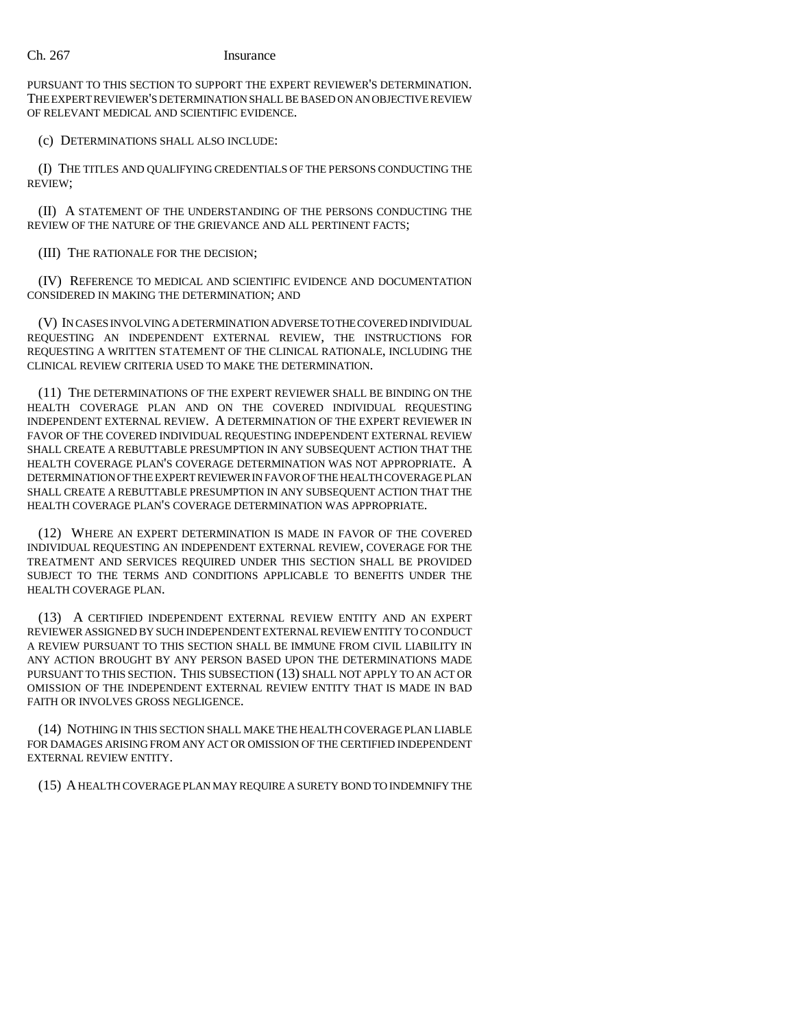PURSUANT TO THIS SECTION TO SUPPORT THE EXPERT REVIEWER'S DETERMINATION. THE EXPERT REVIEWER'S DETERMINATION SHALL BE BASED ON AN OBJECTIVE REVIEW OF RELEVANT MEDICAL AND SCIENTIFIC EVIDENCE.

(c) DETERMINATIONS SHALL ALSO INCLUDE:

(I) THE TITLES AND QUALIFYING CREDENTIALS OF THE PERSONS CONDUCTING THE REVIEW;

(II) A STATEMENT OF THE UNDERSTANDING OF THE PERSONS CONDUCTING THE REVIEW OF THE NATURE OF THE GRIEVANCE AND ALL PERTINENT FACTS;

(III) THE RATIONALE FOR THE DECISION;

(IV) REFERENCE TO MEDICAL AND SCIENTIFIC EVIDENCE AND DOCUMENTATION CONSIDERED IN MAKING THE DETERMINATION; AND

(V) IN CASES INVOLVING A DETERMINATION ADVERSE TO THE COVERED INDIVIDUAL REQUESTING AN INDEPENDENT EXTERNAL REVIEW, THE INSTRUCTIONS FOR REQUESTING A WRITTEN STATEMENT OF THE CLINICAL RATIONALE, INCLUDING THE CLINICAL REVIEW CRITERIA USED TO MAKE THE DETERMINATION.

(11) THE DETERMINATIONS OF THE EXPERT REVIEWER SHALL BE BINDING ON THE HEALTH COVERAGE PLAN AND ON THE COVERED INDIVIDUAL REQUESTING INDEPENDENT EXTERNAL REVIEW. A DETERMINATION OF THE EXPERT REVIEWER IN FAVOR OF THE COVERED INDIVIDUAL REQUESTING INDEPENDENT EXTERNAL REVIEW SHALL CREATE A REBUTTABLE PRESUMPTION IN ANY SUBSEQUENT ACTION THAT THE HEALTH COVERAGE PLAN'S COVERAGE DETERMINATION WAS NOT APPROPRIATE. A DETERMINATION OF THE EXPERT REVIEWER IN FAVOR OF THE HEALTH COVERAGE PLAN SHALL CREATE A REBUTTABLE PRESUMPTION IN ANY SUBSEQUENT ACTION THAT THE HEALTH COVERAGE PLAN'S COVERAGE DETERMINATION WAS APPROPRIATE.

(12) WHERE AN EXPERT DETERMINATION IS MADE IN FAVOR OF THE COVERED INDIVIDUAL REQUESTING AN INDEPENDENT EXTERNAL REVIEW, COVERAGE FOR THE TREATMENT AND SERVICES REQUIRED UNDER THIS SECTION SHALL BE PROVIDED SUBJECT TO THE TERMS AND CONDITIONS APPLICABLE TO BENEFITS UNDER THE HEALTH COVERAGE PLAN.

(13) A CERTIFIED INDEPENDENT EXTERNAL REVIEW ENTITY AND AN EXPERT REVIEWER ASSIGNED BY SUCH INDEPENDENT EXTERNAL REVIEW ENTITY TO CONDUCT A REVIEW PURSUANT TO THIS SECTION SHALL BE IMMUNE FROM CIVIL LIABILITY IN ANY ACTION BROUGHT BY ANY PERSON BASED UPON THE DETERMINATIONS MADE PURSUANT TO THIS SECTION. THIS SUBSECTION (13) SHALL NOT APPLY TO AN ACT OR OMISSION OF THE INDEPENDENT EXTERNAL REVIEW ENTITY THAT IS MADE IN BAD FAITH OR INVOLVES GROSS NEGLIGENCE.

(14) NOTHING IN THIS SECTION SHALL MAKE THE HEALTH COVERAGE PLAN LIABLE FOR DAMAGES ARISING FROM ANY ACT OR OMISSION OF THE CERTIFIED INDEPENDENT EXTERNAL REVIEW ENTITY.

(15) A HEALTH COVERAGE PLAN MAY REQUIRE A SURETY BOND TO INDEMNIFY THE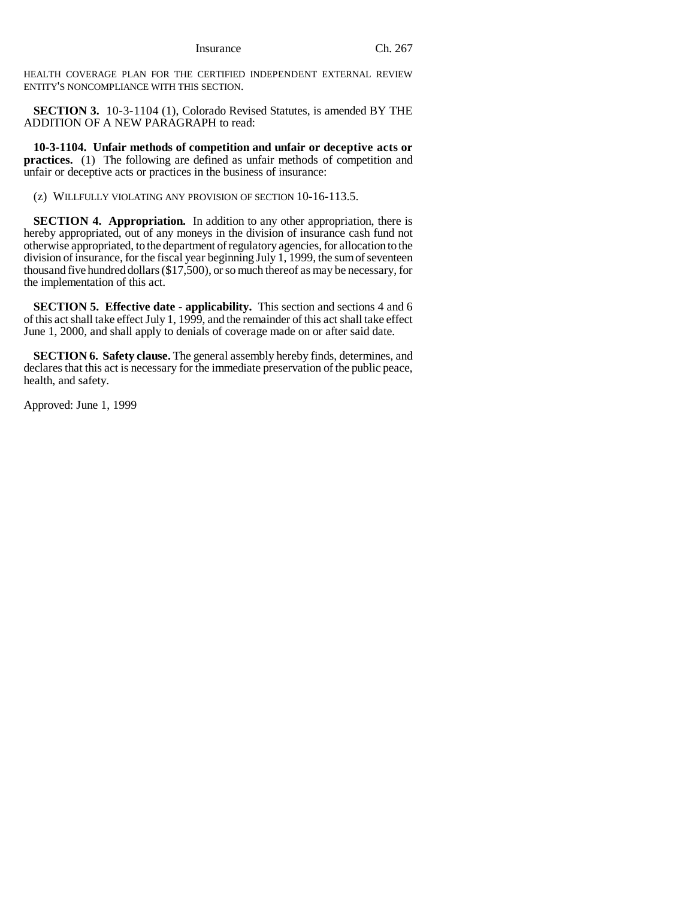HEALTH COVERAGE PLAN FOR THE CERTIFIED INDEPENDENT EXTERNAL REVIEW ENTITY'S NONCOMPLIANCE WITH THIS SECTION.

**SECTION 3.** 10-3-1104 (1), Colorado Revised Statutes, is amended BY THE ADDITION OF A NEW PARAGRAPH to read:

**10-3-1104. Unfair methods of competition and unfair or deceptive acts or practices.** (1) The following are defined as unfair methods of competition and unfair or deceptive acts or practices in the business of insurance:

(z) WILLFULLY VIOLATING ANY PROVISION OF SECTION 10-16-113.5.

**SECTION 4. Appropriation.** In addition to any other appropriation, there is hereby appropriated, out of any moneys in the division of insurance cash fund not otherwise appropriated, to the department of regulatory agencies, for allocation to the division of insurance, for the fiscal year beginning July 1, 1999, the sum of seventeen thousand five hundred dollars ($17,500), or so much thereof as may be necessary, for the implementation of this act.

**SECTION 5. Effective date - applicability.** This section and sections 4 and 6 of this act shall take effect July 1, 1999, and the remainder of this act shall take effect June 1, 2000, and shall apply to denials of coverage made on or after said date.

**SECTION 6. Safety clause.** The general assembly hereby finds, determines, and declares that this act is necessary for the immediate preservation of the public peace, health, and safety.

Approved: June 1, 1999